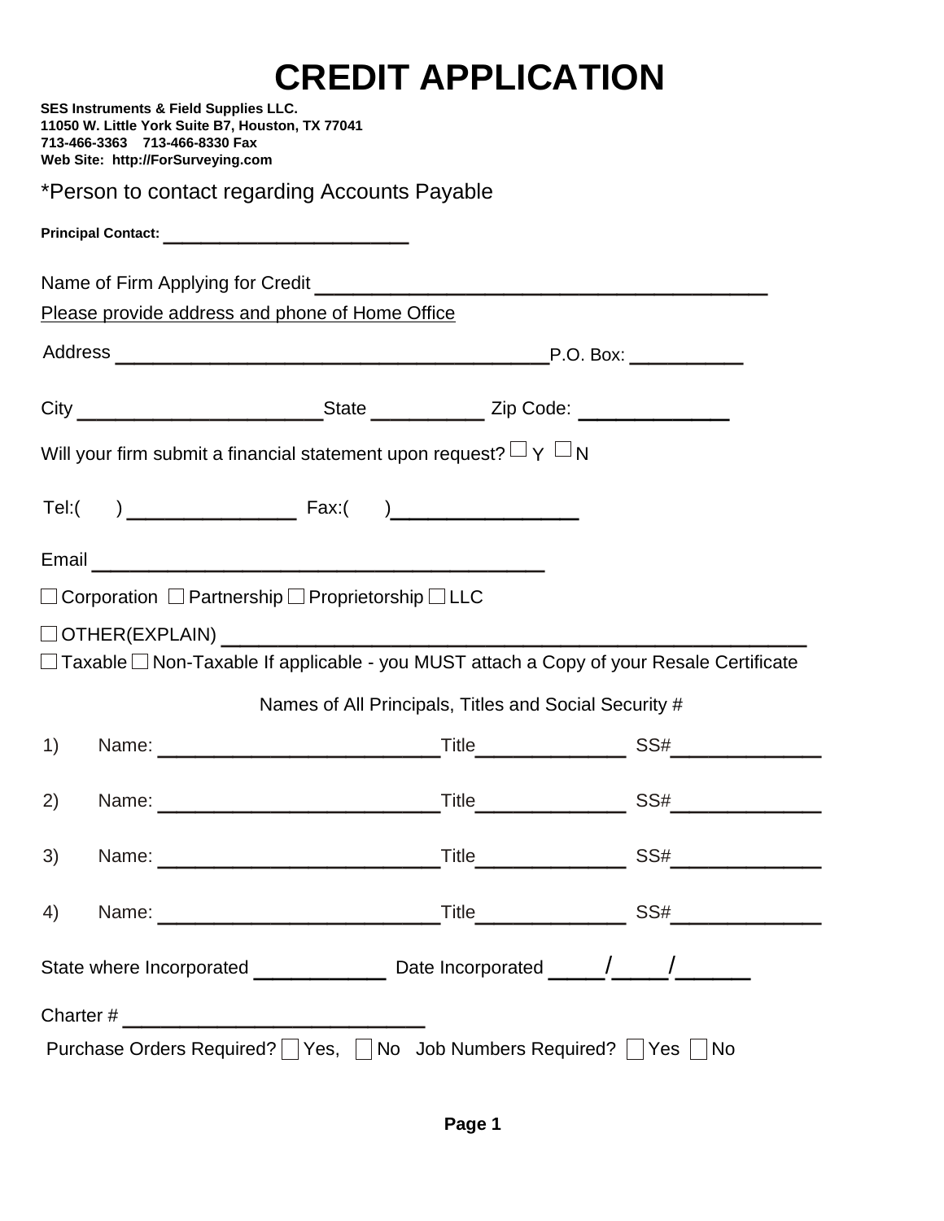# CREDIT APPLICATION

**SES Instruments & Field Supplies LLC.**
**11050 W. Little York Suite B7, Houston, TX 77041**
**713-466-3363 713-466-8330 Fax**
**Web Site: http://ForSurveying.com**

*Person to contact regarding Accounts Payable

**Principal Contact:** ________________________

Name of Firm Applying for Credit ____________________________________________

Please provide address and phone of Home Office

Address ________________________________________ P.O. Box: ___________

City ______________________ State __________ Zip Code: _____________

Will your firm submit a financial statement upon request? ☐ Y ☐ N

Tel:( ) _______________ Fax:( ) ________________

Email __________________________________________

☐ Corporation ☐ Partnership ☐ Proprietorship ☐ LLC

☐ OTHER(EXPLAIN) ______________________________________________________

☐ Taxable ☐ Non-Taxable If applicable - you MUST attach a Copy of your Resale Certificate

Names of All Principals, Titles and Social Security #

1) Name: __________________________ Title______________ SS#______________

2) Name: __________________________ Title______________ SS#______________

3) Name: __________________________ Title______________ SS#______________

4) Name: __________________________ Title______________ SS#______________

State where Incorporated ____________ Date Incorporated _____/_____/______

Charter # ___________________________

Purchase Orders Required? ☐ Yes, ☐ No Job Numbers Required? ☐ Yes ☐ No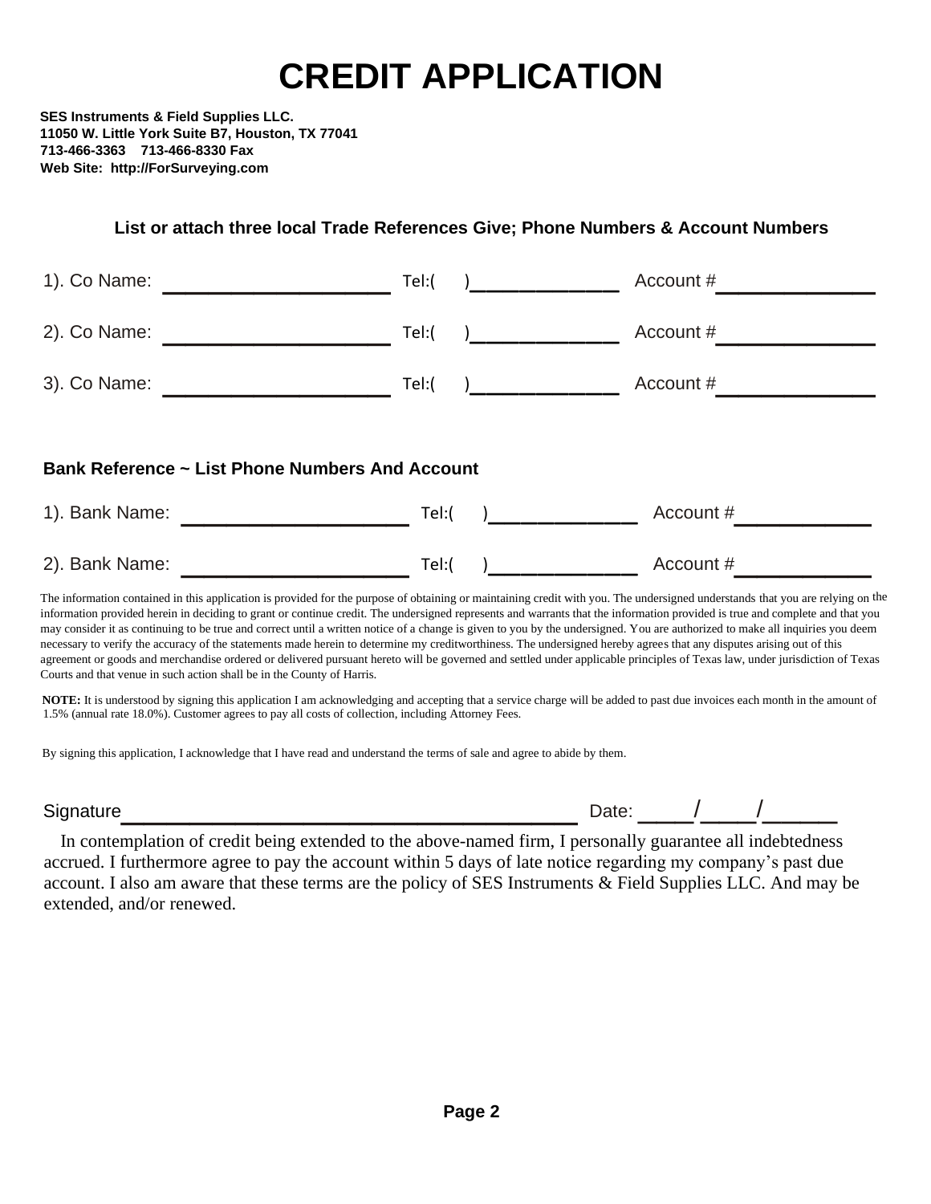# CREDIT APPLICATION

**SES Instruments & Field Supplies LLC.**
**11050 W. Little York Suite B7, Houston, TX 77041**
**713-466-3363 713-466-8330 Fax**
**Web Site: http://ForSurveying.com**

### List or attach three local Trade References Give; Phone Numbers & Account Numbers

1). Co Name: ____________________ Tel:( )_____________ Account #______________

2). Co Name: ____________________ Tel:( )_____________ Account #______________

3). Co Name: ____________________ Tel:( )_____________ Account #______________

### Bank Reference ~ List Phone Numbers And Account

1). Bank Name: ____________________ Tel:( )_____________ Account #____________

2). Bank Name: ____________________ Tel:( )_____________ Account #____________

The information contained in this application is provided for the purpose of obtaining or maintaining credit with you. The undersigned understands that you are relying on the information provided herein in deciding to grant or continue credit. The undersigned represents and warrants that the information provided is true and complete and that you may consider it as continuing to be true and correct until a written notice of a change is given to you by the undersigned. You are authorized to make all inquiries you deem necessary to verify the accuracy of the statements made herein to determine my creditworthiness. The undersigned hereby agrees that any disputes arising out of this agreement or goods and merchandise ordered or delivered pursuant hereto will be governed and settled under applicable principles of Texas law, under jurisdiction of Texas Courts and that venue in such action shall be in the County of Harris.

**NOTE:** It is understood by signing this application I am acknowledging and accepting that a service charge will be added to past due invoices each month in the amount of 1.5% (annual rate 18.0%). Customer agrees to pay all costs of collection, including Attorney Fees.

By signing this application, I acknowledge that I have read and understand the terms of sale and agree to abide by them.

Signature________________________________________ Date: ____/____/______

In contemplation of credit being extended to the above-named firm, I personally guarantee all indebtedness accrued. I furthermore agree to pay the account within 5 days of late notice regarding my company's past due account. I also am aware that these terms are the policy of SES Instruments & Field Supplies LLC. And may be extended, and/or renewed.